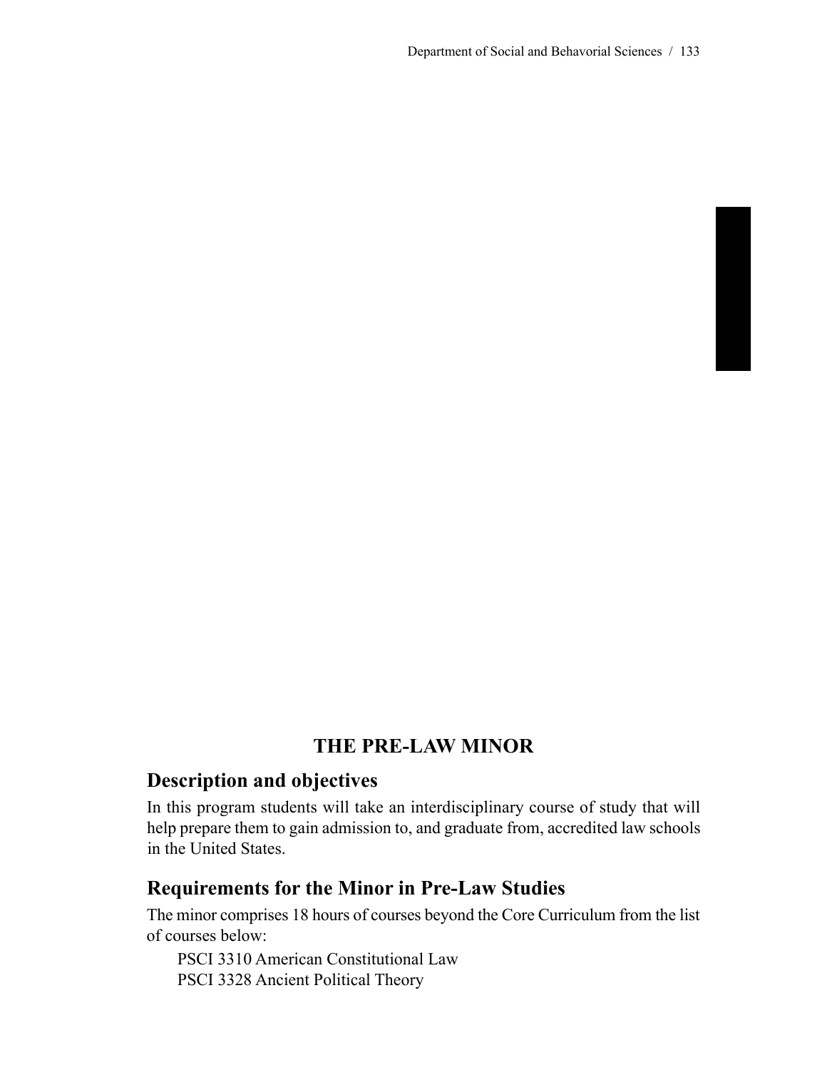# THE PRE-LAW MINOR

## Description and objectives

In this program students will take an interdisciplinary course of study that will help prepare them to gain admission to, and graduate from, accredited law schools in the United States.

## Requirements for the Minor in Pre-Law Studies

The minor comprises 18 hours of courses beyond the Core Curriculum from the list of courses below:

PSCI 3310 American Constitutional Law
PSCI 3328 Ancient Political Theory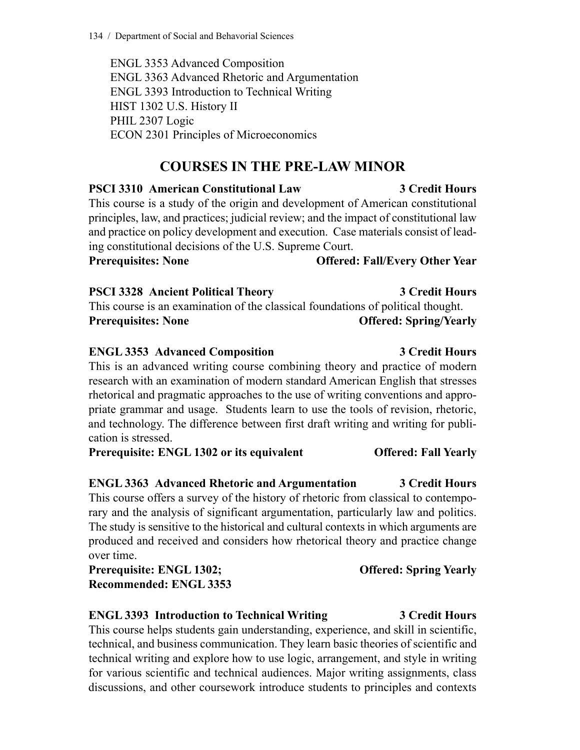ENGL 3353 Advanced Composition
ENGL 3363 Advanced Rhetoric and Argumentation
ENGL 3393 Introduction to Technical Writing
HIST 1302 U.S. History II
PHIL 2307 Logic
ECON 2301 Principles of Microeconomics

## COURSES IN THE PRE-LAW MINOR

**PSCI 3310 American Constitutional Law — 3 Credit Hours**

This course is a study of the origin and development of American constitutional principles, law, and practices; judicial review; and the impact of constitutional law and practice on policy development and execution. Case materials consist of leading constitutional decisions of the U.S. Supreme Court.

**Prerequisites: None — Offered: Fall/Every Other Year**

**PSCI 3328 Ancient Political Theory — 3 Credit Hours**

This course is an examination of the classical foundations of political thought.

**Prerequisites: None — Offered: Spring/Yearly**

**ENGL 3353 Advanced Composition — 3 Credit Hours**

This is an advanced writing course combining theory and practice of modern research with an examination of modern standard American English that stresses rhetorical and pragmatic approaches to the use of writing conventions and appropriate grammar and usage. Students learn to use the tools of revision, rhetoric, and technology. The difference between first draft writing and writing for publication is stressed.

**Prerequisite: ENGL 1302 or its equivalent — Offered: Fall Yearly**

**ENGL 3363 Advanced Rhetoric and Argumentation — 3 Credit Hours**

This course offers a survey of the history of rhetoric from classical to contemporary and the analysis of significant argumentation, particularly law and politics. The study is sensitive to the historical and cultural contexts in which arguments are produced and received and considers how rhetorical theory and practice change over time.

**Prerequisite: ENGL 1302; — Offered: Spring Yearly**
**Recommended: ENGL 3353**

**ENGL 3393 Introduction to Technical Writing — 3 Credit Hours**

This course helps students gain understanding, experience, and skill in scientific, technical, and business communication. They learn basic theories of scientific and technical writing and explore how to use logic, arrangement, and style in writing for various scientific and technical audiences. Major writing assignments, class discussions, and other coursework introduce students to principles and contexts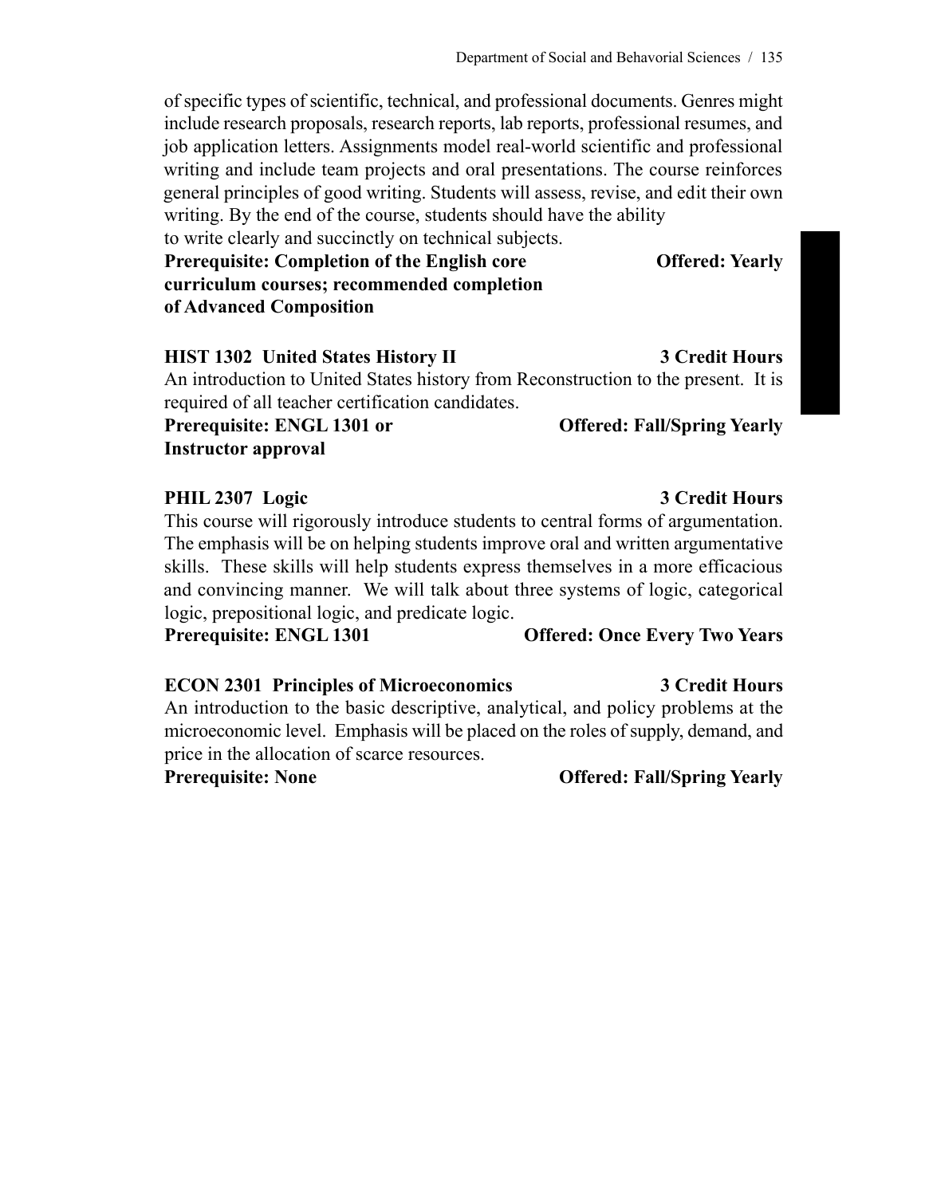of specific types of scientific, technical, and professional documents. Genres might include research proposals, research reports, lab reports, professional resumes, and job application letters. Assignments model real-world scientific and professional writing and include team projects and oral presentations. The course reinforces general principles of good writing. Students will assess, revise, and edit their own writing. By the end of the course, students should have the ability to write clearly and succinctly on technical subjects.

**Prerequisite: Completion of the English core curriculum courses; recommended completion of Advanced Composition** **Offered: Yearly**

**HIST 1302 United States History II** **3 Credit Hours**

An introduction to United States history from Reconstruction to the present. It is required of all teacher certification candidates.

**Prerequisite: ENGL 1301 or Instructor approval** **Offered: Fall/Spring Yearly**

**PHIL 2307 Logic** **3 Credit Hours**

This course will rigorously introduce students to central forms of argumentation. The emphasis will be on helping students improve oral and written argumentative skills. These skills will help students express themselves in a more efficacious and convincing manner. We will talk about three systems of logic, categorical logic, prepositional logic, and predicate logic.

**Prerequisite: ENGL 1301** **Offered: Once Every Two Years**

**ECON 2301 Principles of Microeconomics** **3 Credit Hours**

An introduction to the basic descriptive, analytical, and policy problems at the microeconomic level. Emphasis will be placed on the roles of supply, demand, and price in the allocation of scarce resources.

**Prerequisite: None** **Offered: Fall/Spring Yearly**